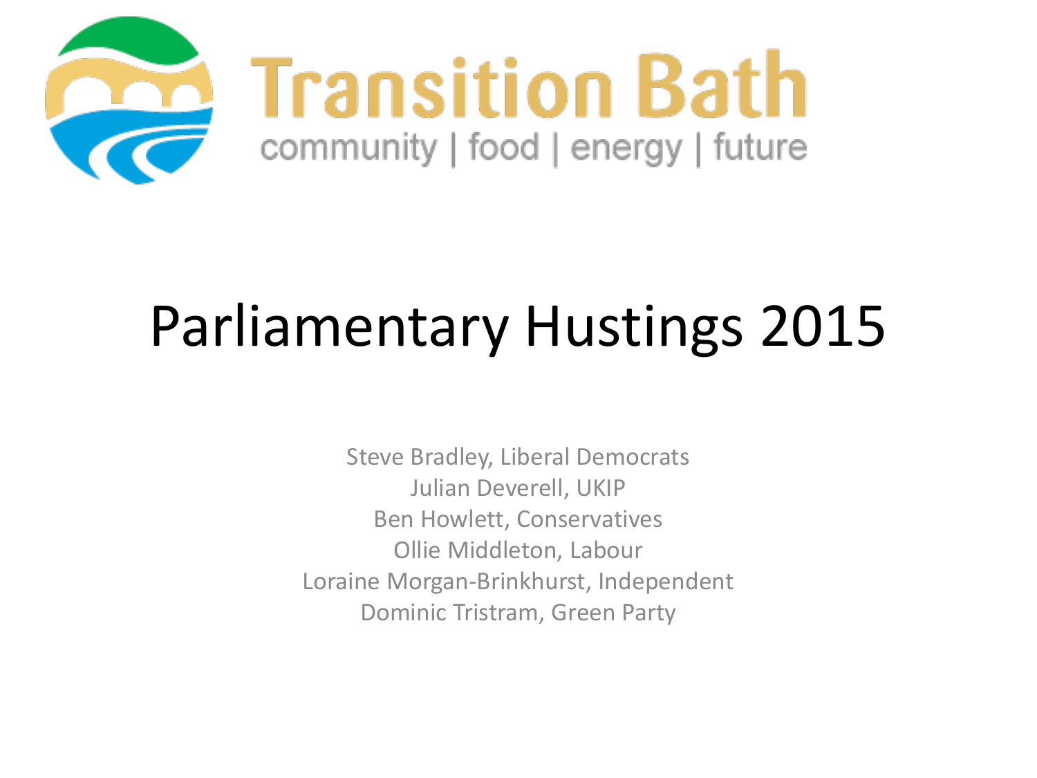Transition Bath

community | food | energy | future

# Parliamentary Hustings 2015

Steve Bradley, Liberal Democrats
Julian Deverell, UKIP
Ben Howlett, Conservatives
Ollie Middleton, Labour
Loraine Morgan-Brinkhurst, Independent
Dominic Tristram, Green Party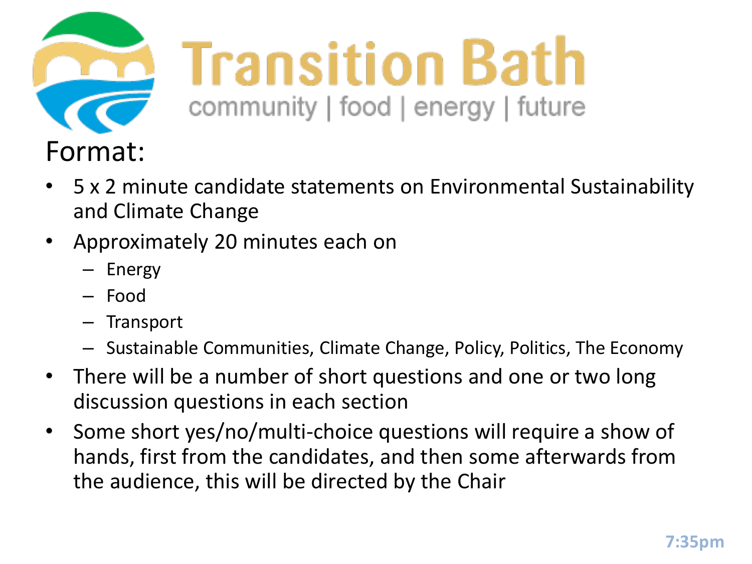Transition Bath

community | food | energy | future

# Format:

- 5 x 2 minute candidate statements on Environmental Sustainability and Climate Change
- Approximately 20 minutes each on
  - Energy
  - Food
  - Transport
  - Sustainable Communities, Climate Change, Policy, Politics, The Economy
- There will be a number of short questions and one or two long discussion questions in each section
- Some short yes/no/multi-choice questions will require a show of hands, first from the candidates, and then some afterwards from the audience, this will be directed by the Chair

7:35pm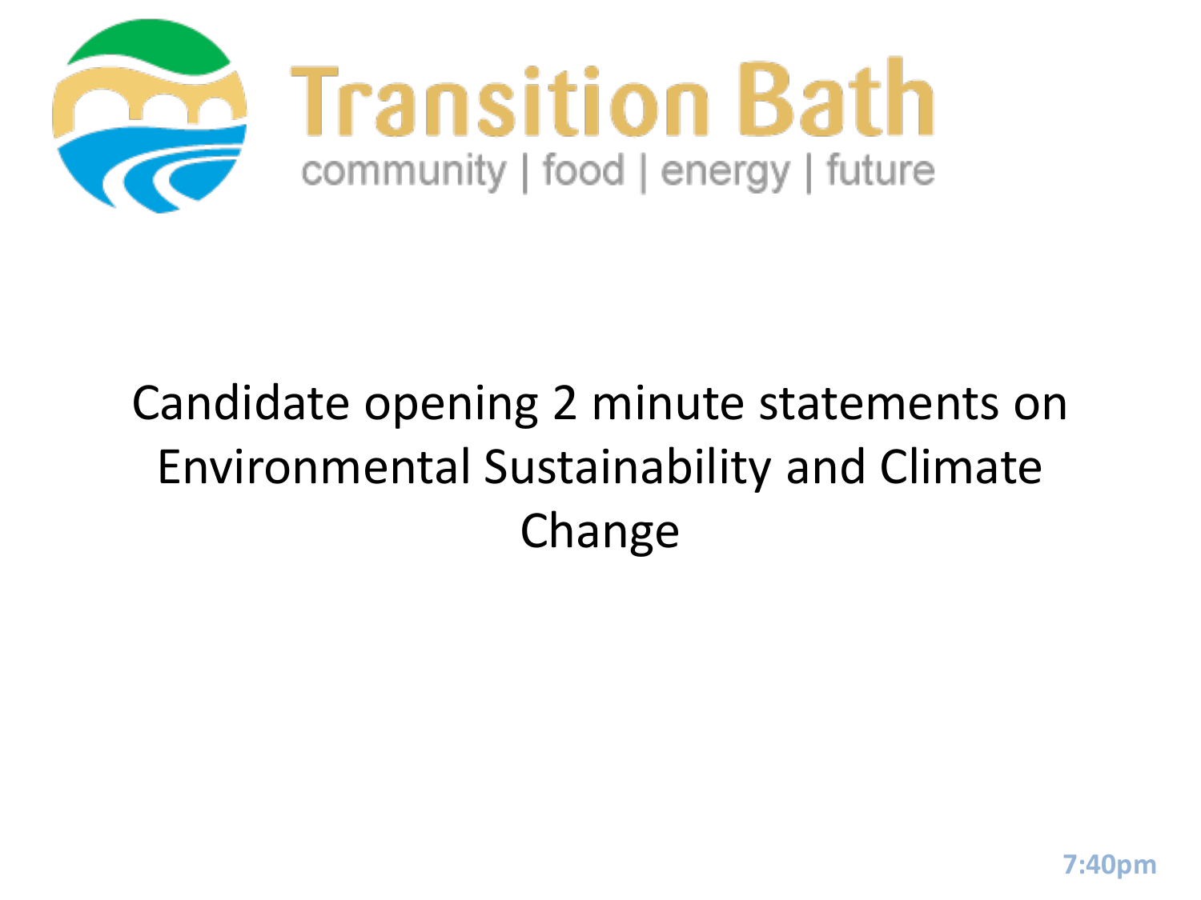# Transition Bath

community | food | energy | future

Candidate opening 2 minute statements on Environmental Sustainability and Climate Change

7:40pm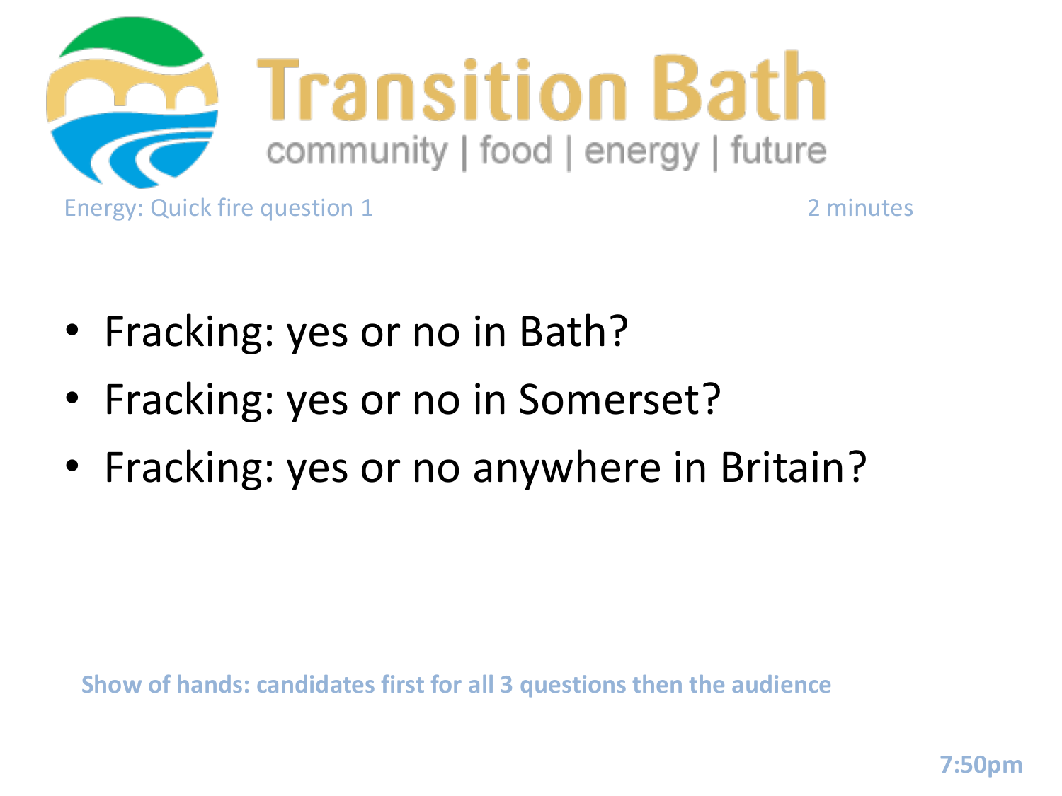Transition Bath

community | food | energy | future

Energy: Quick fire question 1

2 minutes

- Fracking: yes or no in Bath?
- Fracking: yes or no in Somerset?
- Fracking: yes or no anywhere in Britain?

**Show of hands: candidates first for all 3 questions then the audience**

**7:50pm**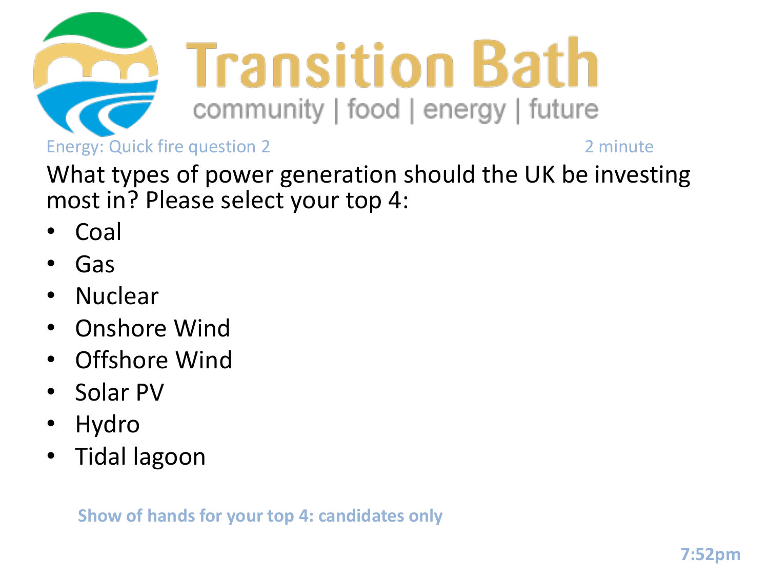# Transition Bath

community | food | energy | future

Energy: Quick fire question 2 2 minute

What types of power generation should the UK be investing most in? Please select your top 4:

- Coal
- Gas
- Nuclear
- Onshore Wind
- Offshore Wind
- Solar PV
- Hydro
- Tidal lagoon

**Show of hands for your top 4: candidates only**

**7:52pm**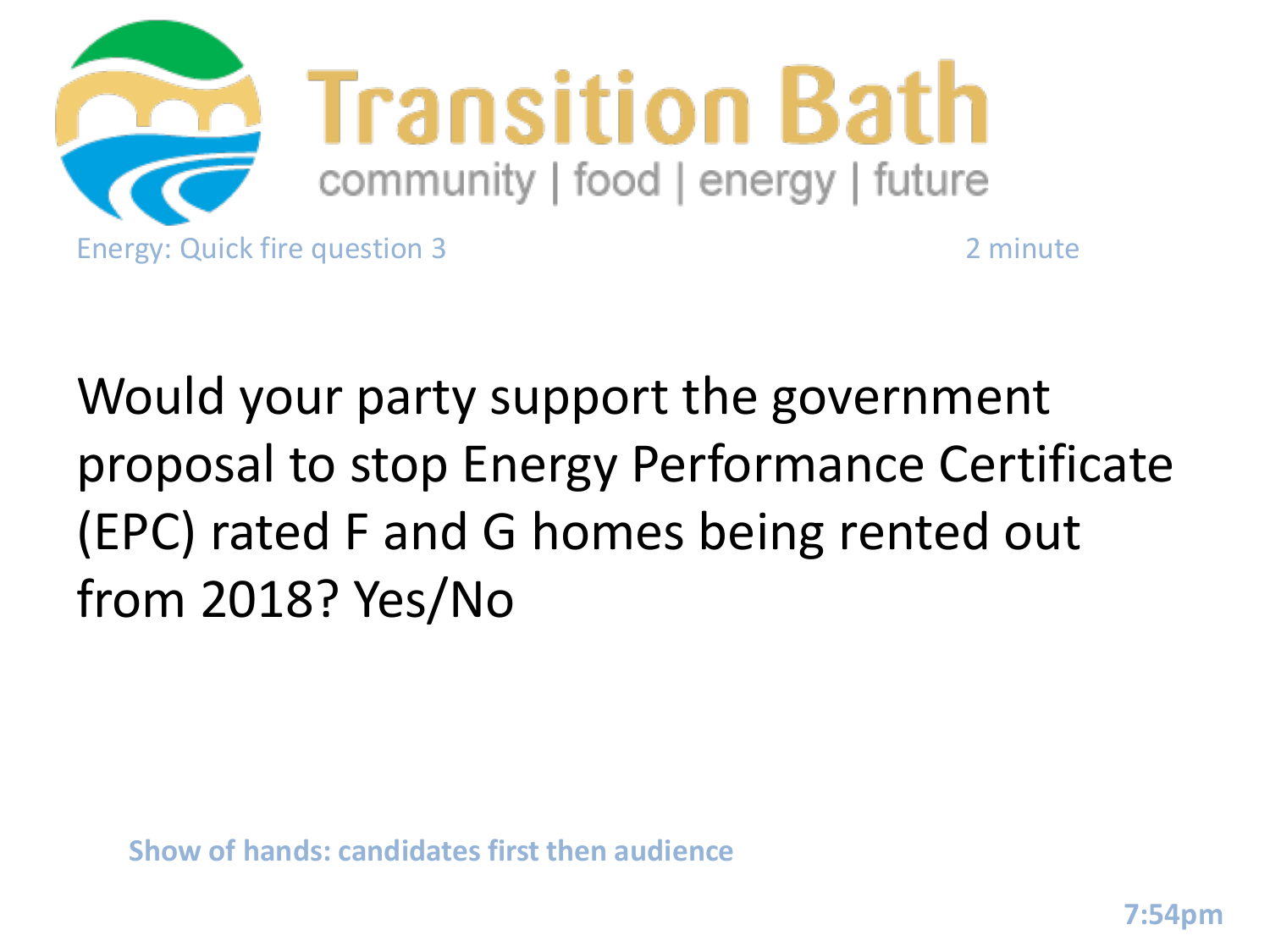Transition Bath

community | food | energy | future

Energy: Quick fire question 3 2 minute

Would your party support the government proposal to stop Energy Performance Certificate (EPC) rated F and G homes being rented out from 2018? Yes/No

**Show of hands: candidates first then audience**

**7:54pm**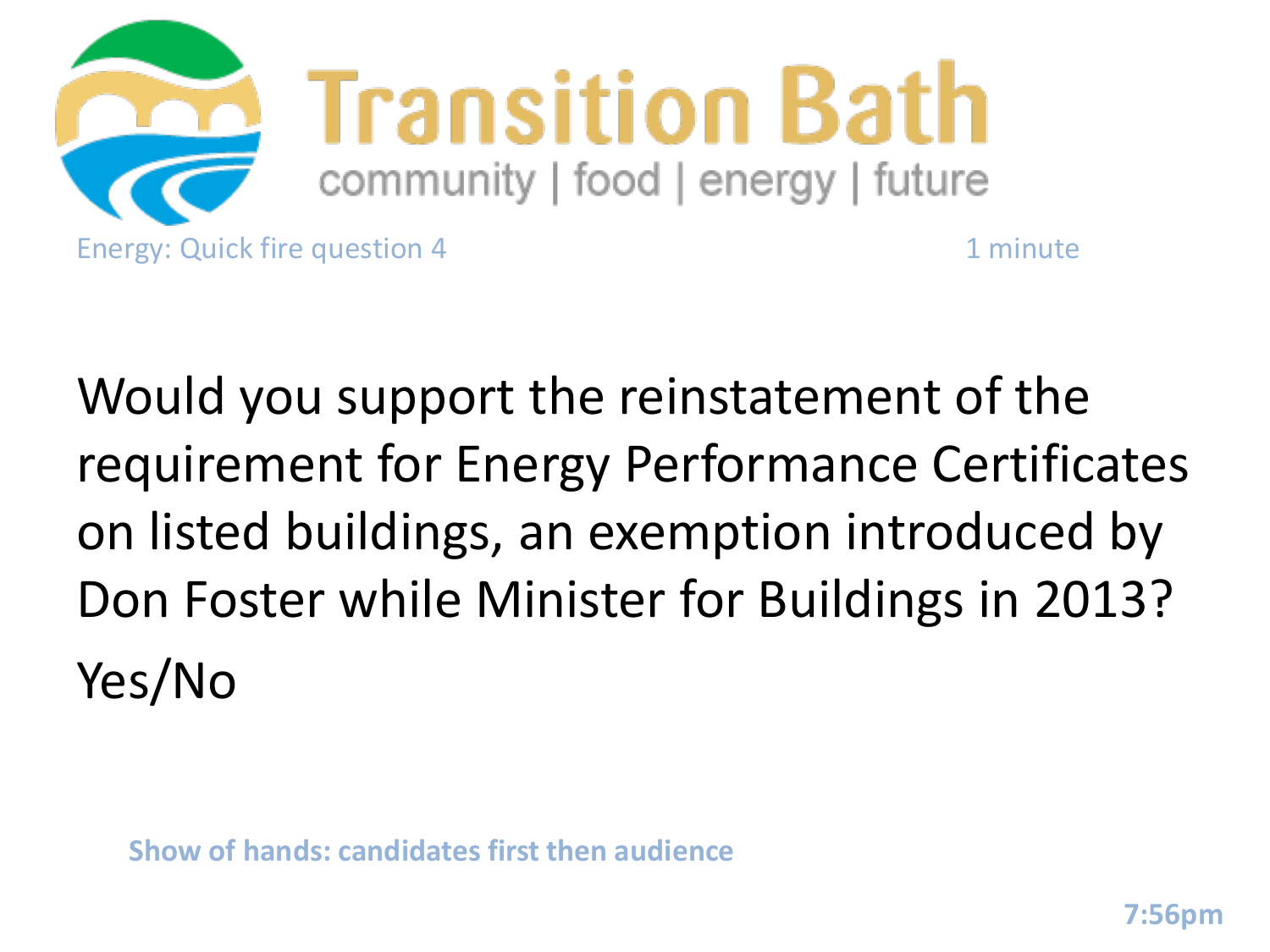# Transition Bath

community | food | energy | future

Energy: Quick fire question 4 — 1 minute

Would you support the reinstatement of the requirement for Energy Performance Certificates on listed buildings, an exemption introduced by Don Foster while Minister for Buildings in 2013?

Yes/No

**Show of hands: candidates first then audience**

**7:56pm**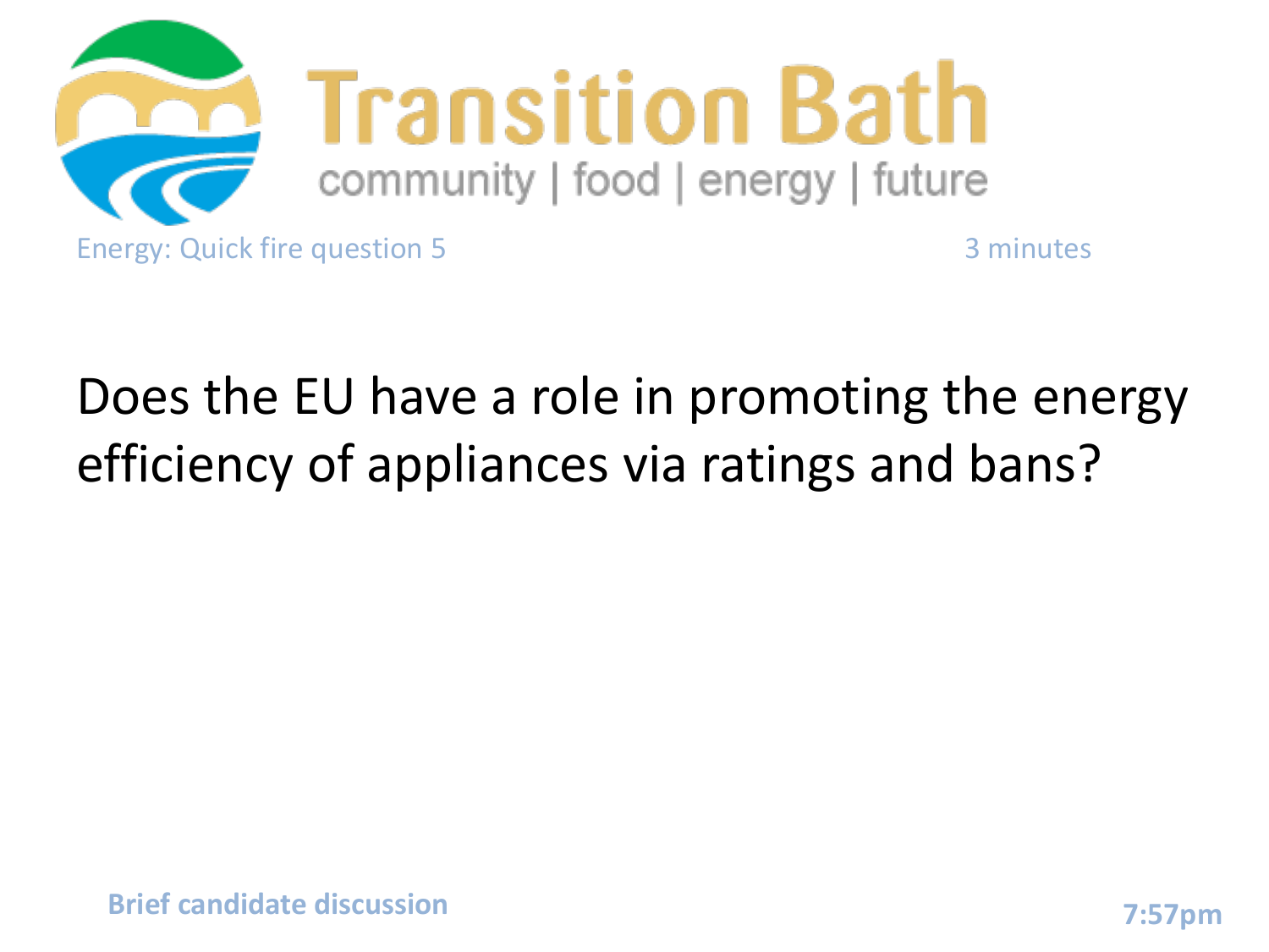# Transition Bath

community | food | energy | future

Energy: Quick fire question 5

3 minutes

## Does the EU have a role in promoting the energy efficiency of appliances via ratings and bans?

**Brief candidate discussion**

**7:57pm**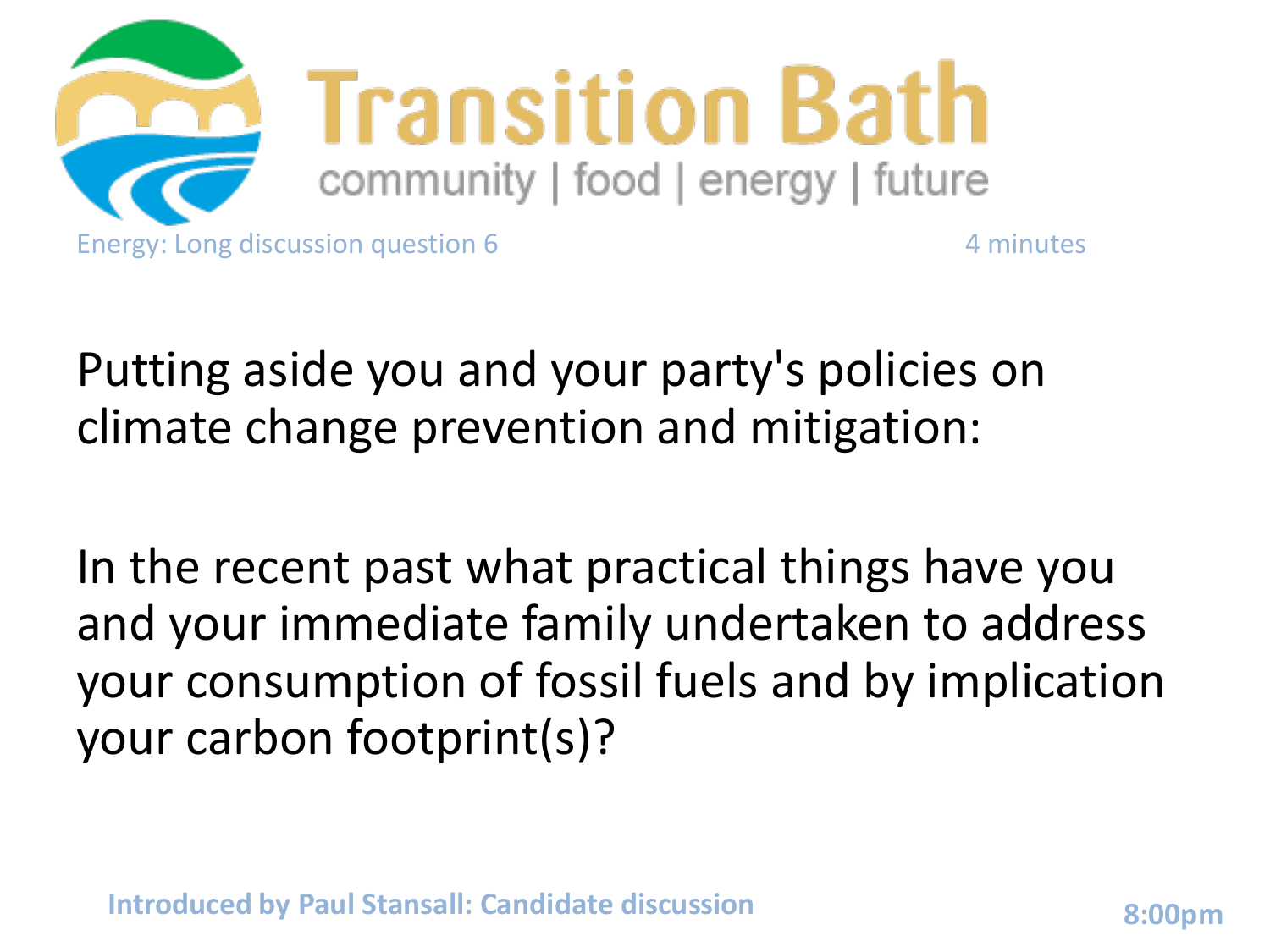# Transition Bath

community | food | energy | future

Energy: Long discussion question 6

4 minutes

Putting aside you and your party's policies on climate change prevention and mitigation:

In the recent past what practical things have you and your immediate family undertaken to address your consumption of fossil fuels and by implication your carbon footprint(s)?

**Introduced by Paul Stansall: Candidate discussion**

**8:00pm**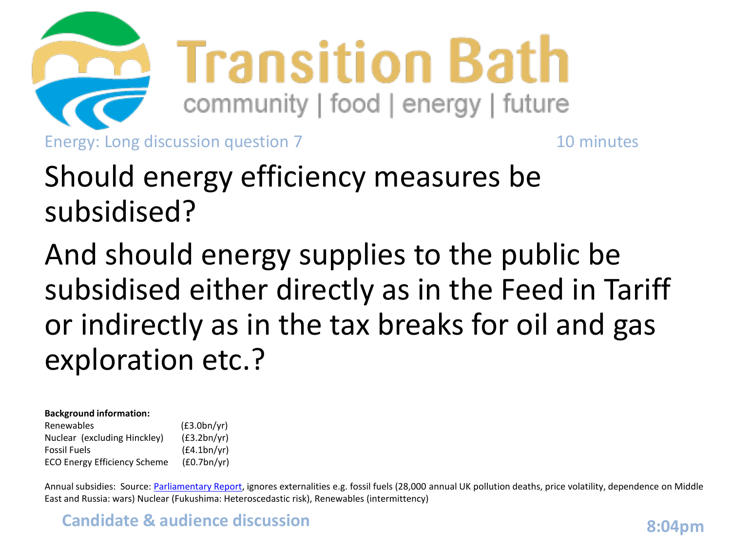# Transition Bath

community | food | energy | future

Energy: Long discussion question 7 — 10 minutes

## Should energy efficiency measures be subsidised?

## And should energy supplies to the public be subsidised either directly as in the Feed in Tariff or indirectly as in the tax breaks for oil and gas exploration etc.?

**Background information:**

| | |
|---|---|
| Renewables | (£3.0bn/yr) |
| Nuclear (excluding Hinckley) | (£3.2bn/yr) |
| Fossil Fuels | (£4.1bn/yr) |
| ECO Energy Efficiency Scheme | (£0.7bn/yr) |

Annual subsidies: Source: Parliamentary Report, ignores externalities e.g. fossil fuels (28,000 annual UK pollution deaths, price volatility, dependence on Middle East and Russia: wars) Nuclear (Fukushima: Heteroscedastic risk), Renewables (intermittency)

**Candidate & audience discussion**

**8:04pm**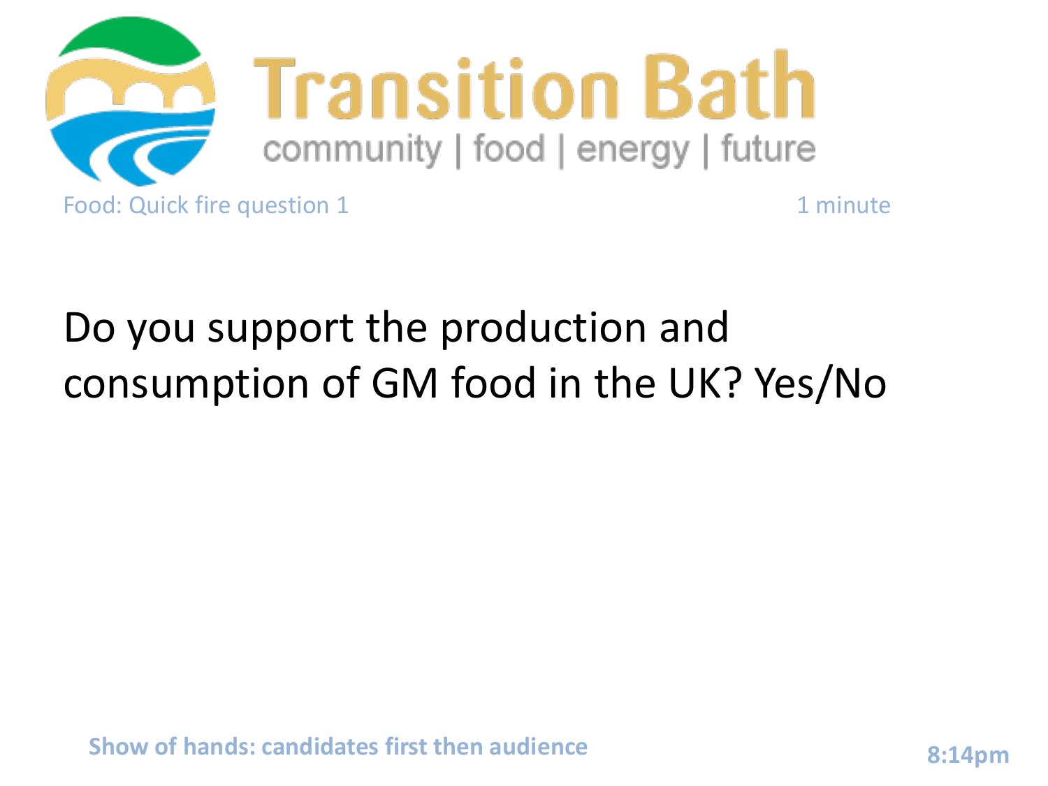# Transition Bath

community | food | energy | future

Food: Quick fire question 1 — 1 minute

Do you support the production and consumption of GM food in the UK? Yes/No

**Show of hands: candidates first then audience**

**8:14pm**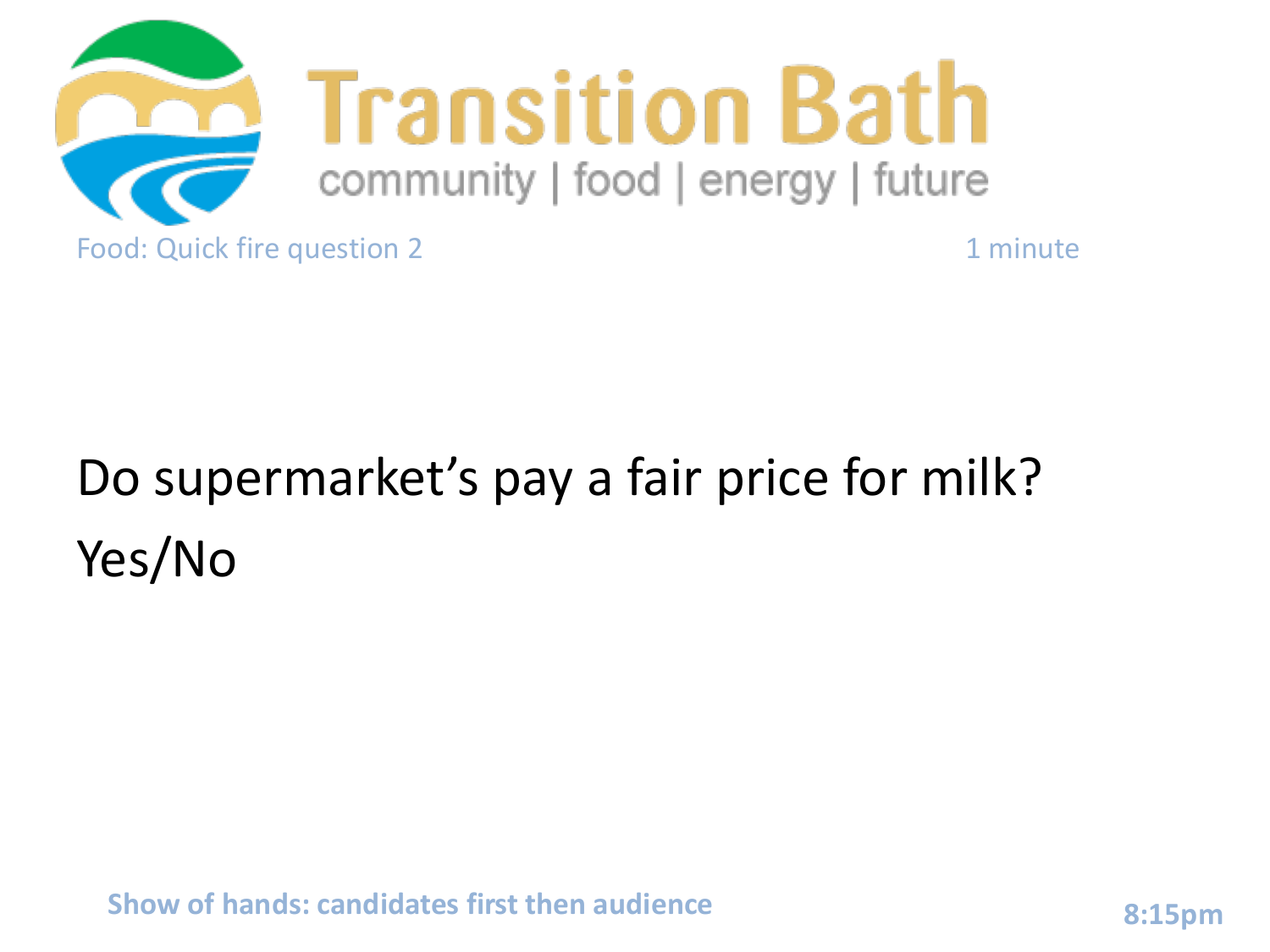# Transition Bath

community | food | energy | future

Food: Quick fire question 2 1 minute

Do supermarket's pay a fair price for milk?

Yes/No

**Show of hands: candidates first then audience**

**8:15pm**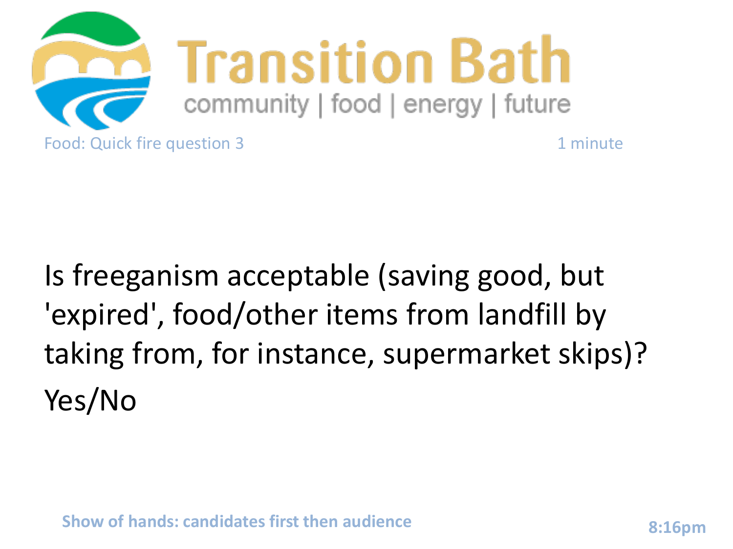# Transition Bath

community | food | energy | future

Food: Quick fire question 3

1 minute

Is freeganism acceptable (saving good, but 'expired', food/other items from landfill by taking from, for instance, supermarket skips)?

Yes/No

**Show of hands: candidates first then audience**

**8:16pm**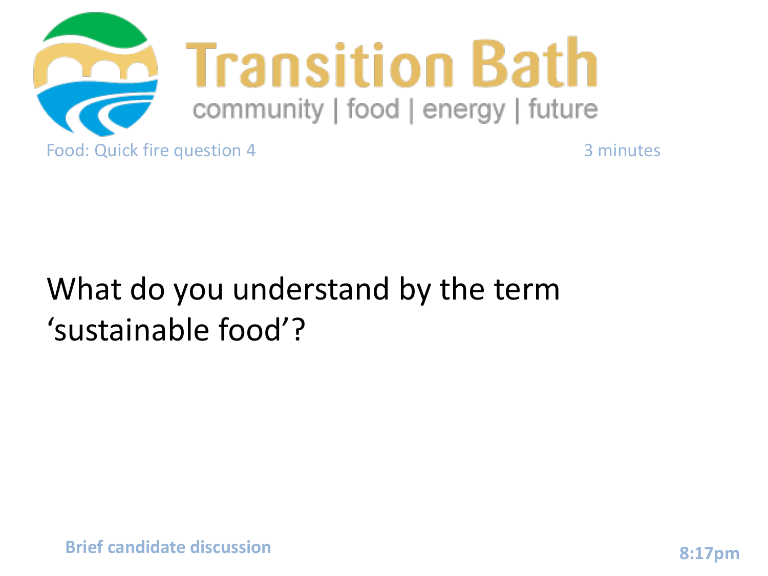Transition Bath

community | food | energy | future

Food: Quick fire question 4 3 minutes

## What do you understand by the term ‘sustainable food’?

**Brief candidate discussion**

**8:17pm**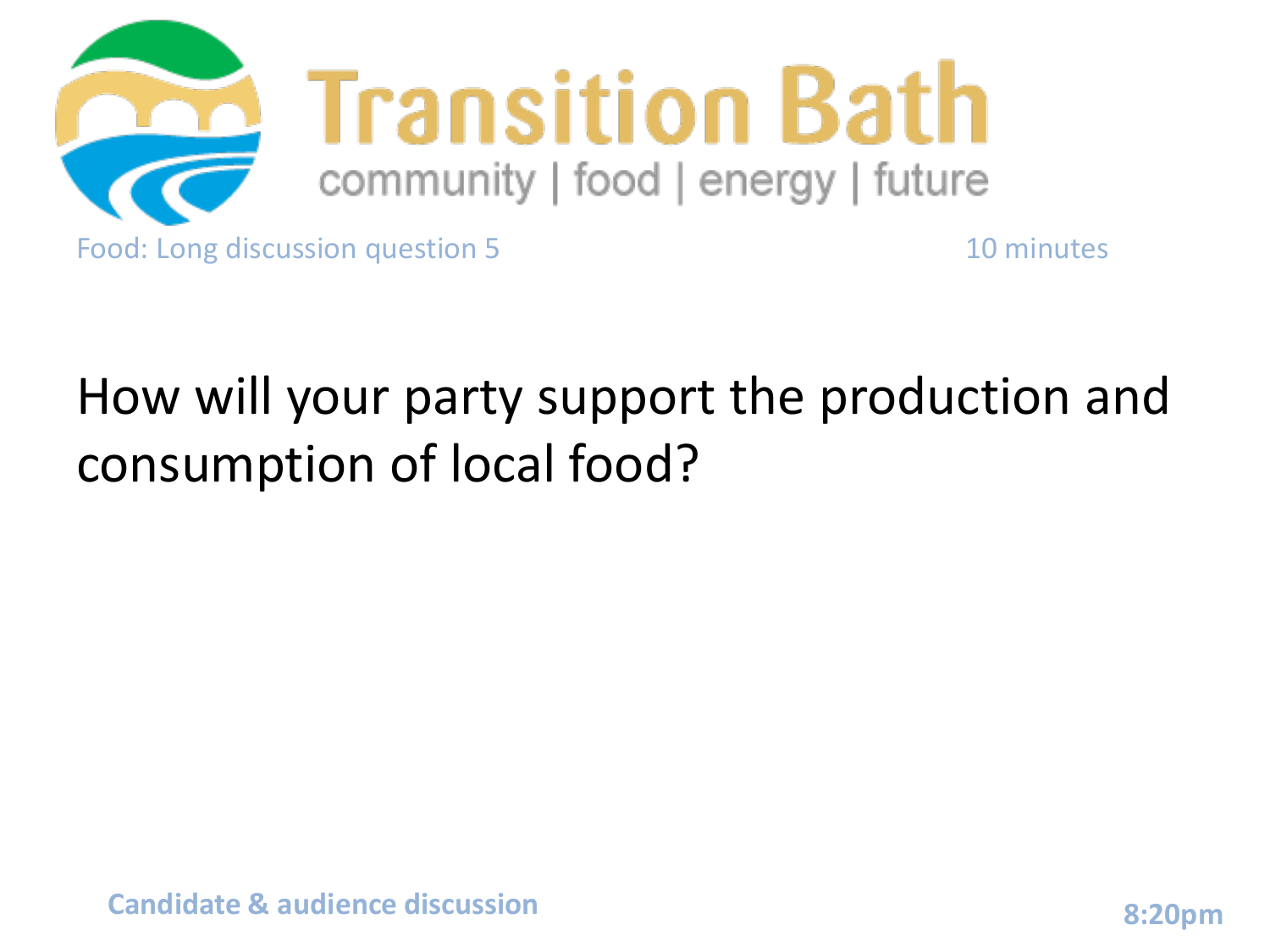# Transition Bath

community | food | energy | future

Food: Long discussion question 5 — 10 minutes

## How will your party support the production and consumption of local food?

**Candidate & audience discussion** — **8:20pm**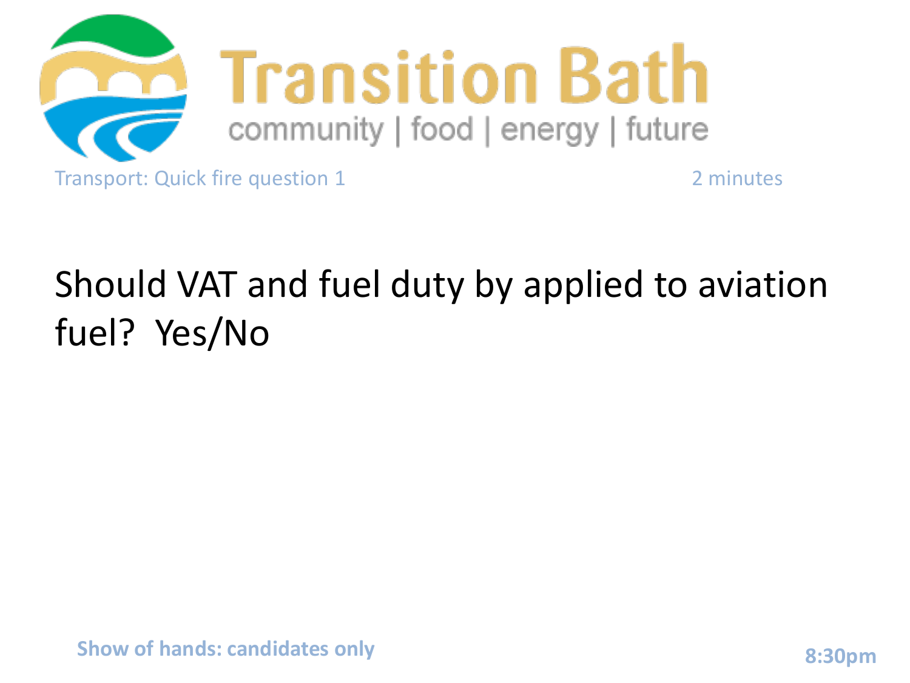Transition Bath

community | food | energy | future

Transport: Quick fire question 1

2 minutes

Should VAT and fuel duty by applied to aviation fuel? Yes/No

**Show of hands: candidates only**

**8:30pm**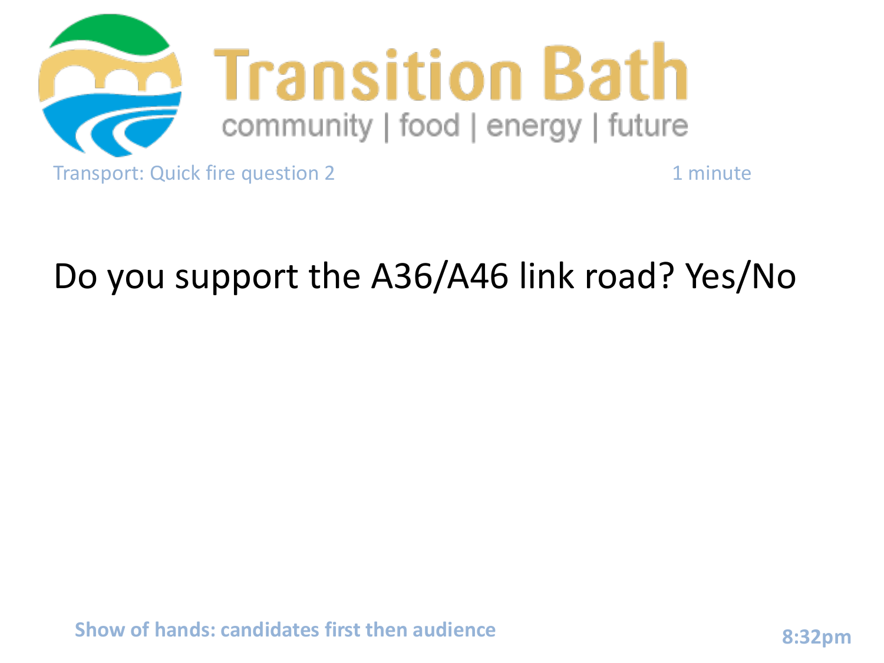Transition Bath

community | food | energy | future

Transport: Quick fire question 2

1 minute

## Do you support the A36/A46 link road? Yes/No

**Show of hands: candidates first then audience**

**8:32pm**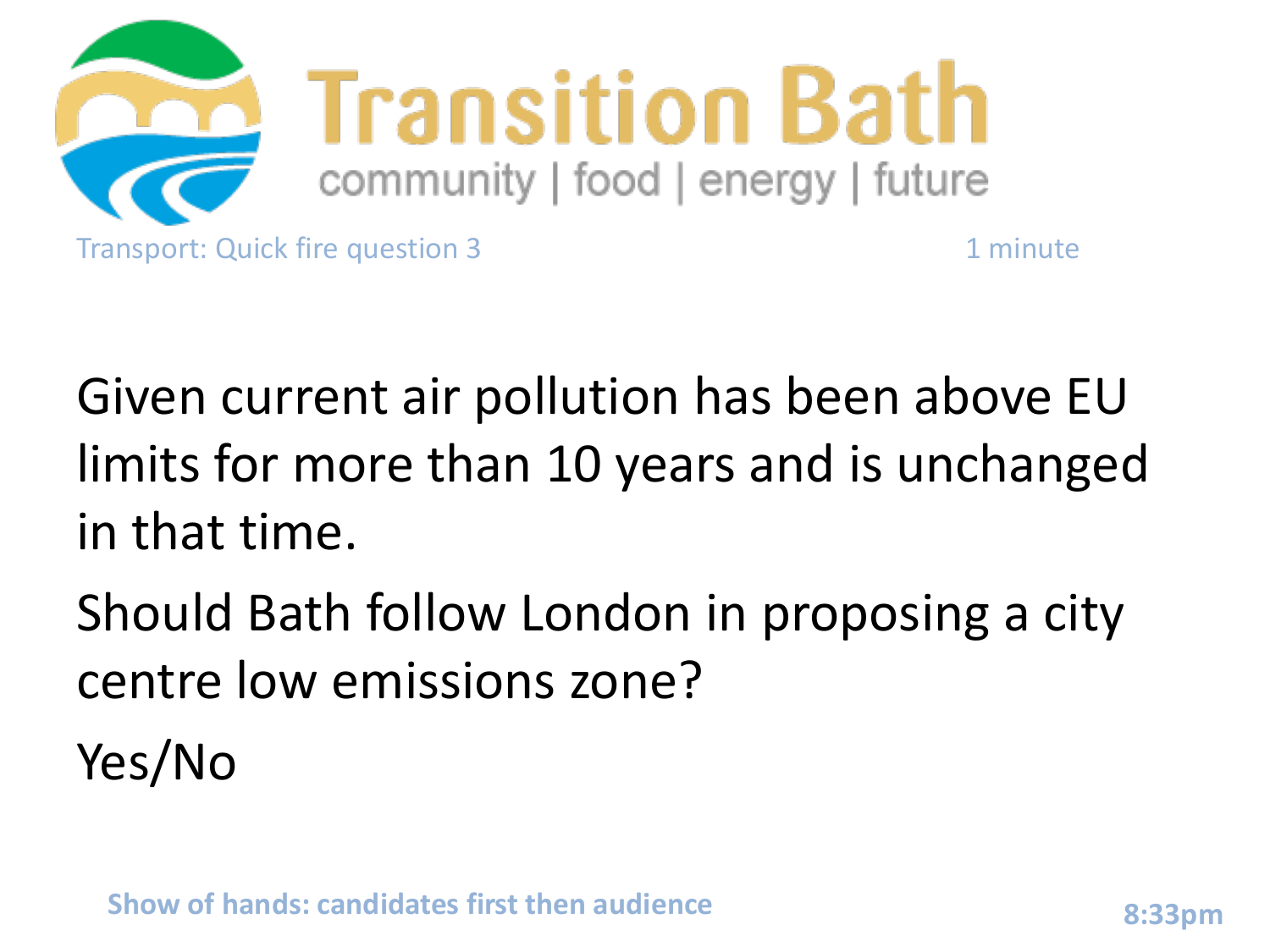# Transition Bath

community | food | energy | future

Transport: Quick fire question 3

1 minute

Given current air pollution has been above EU limits for more than 10 years and is unchanged in that time.

Should Bath follow London in proposing a city centre low emissions zone?

Yes/No

**Show of hands: candidates first then audience**

**8:33pm**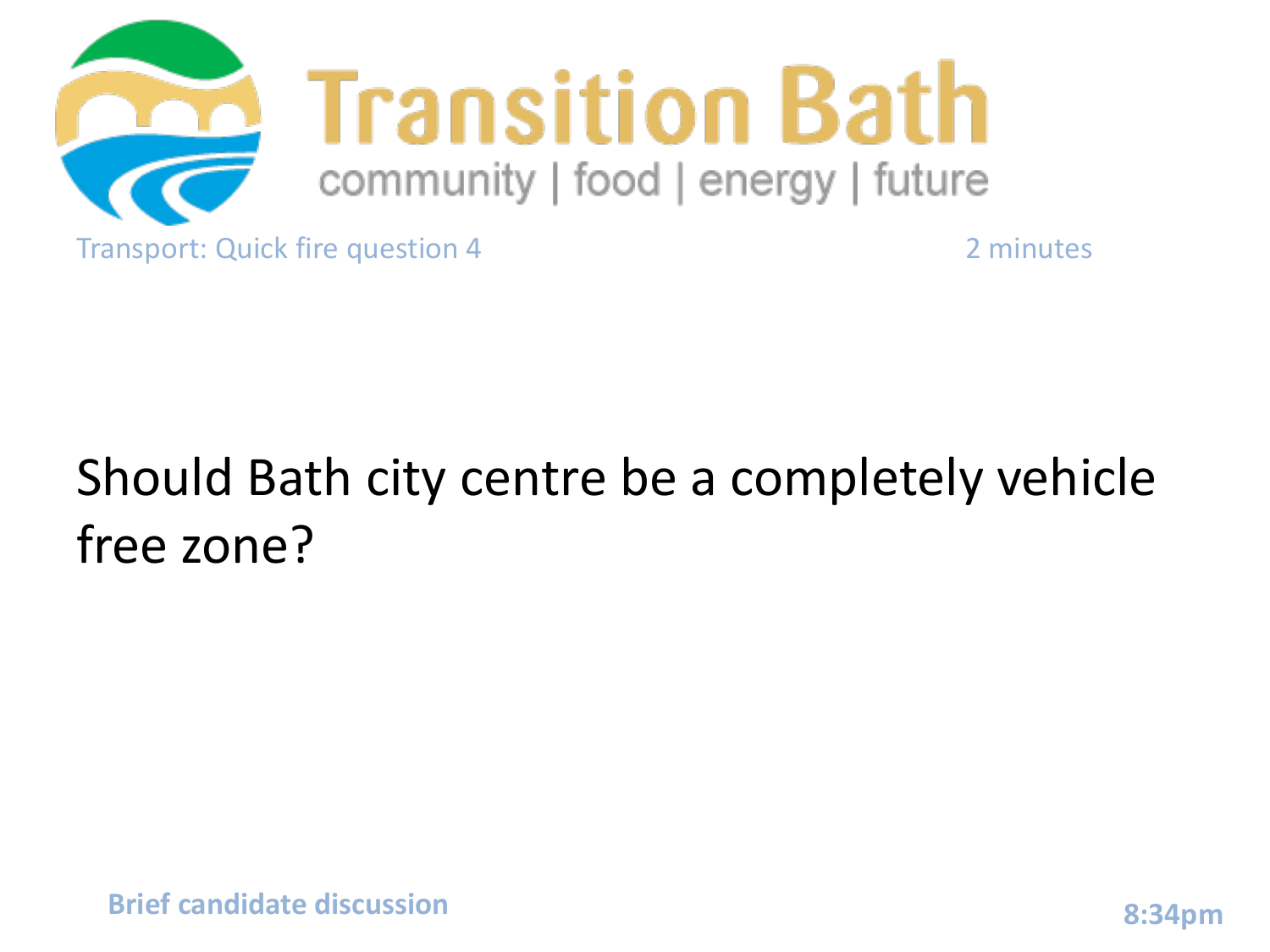Transport: Quick fire question 4

2 minutes

## Should Bath city centre be a completely vehicle free zone?

**Brief candidate discussion**

**8:34pm**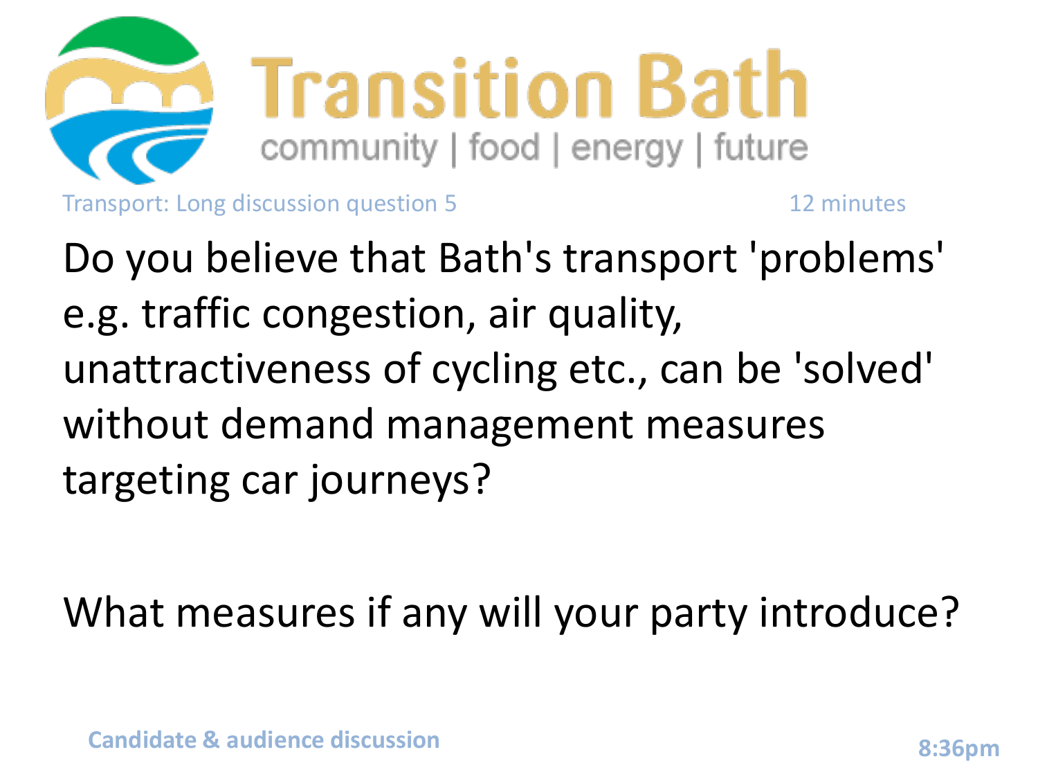# Transition Bath

community | food | energy | future

Transport: Long discussion question 5 — 12 minutes

Do you believe that Bath's transport 'problems' e.g. traffic congestion, air quality, unattractiveness of cycling etc., can be 'solved' without demand management measures targeting car journeys?

What measures if any will your party introduce?

**Candidate & audience discussion** — **8:36pm**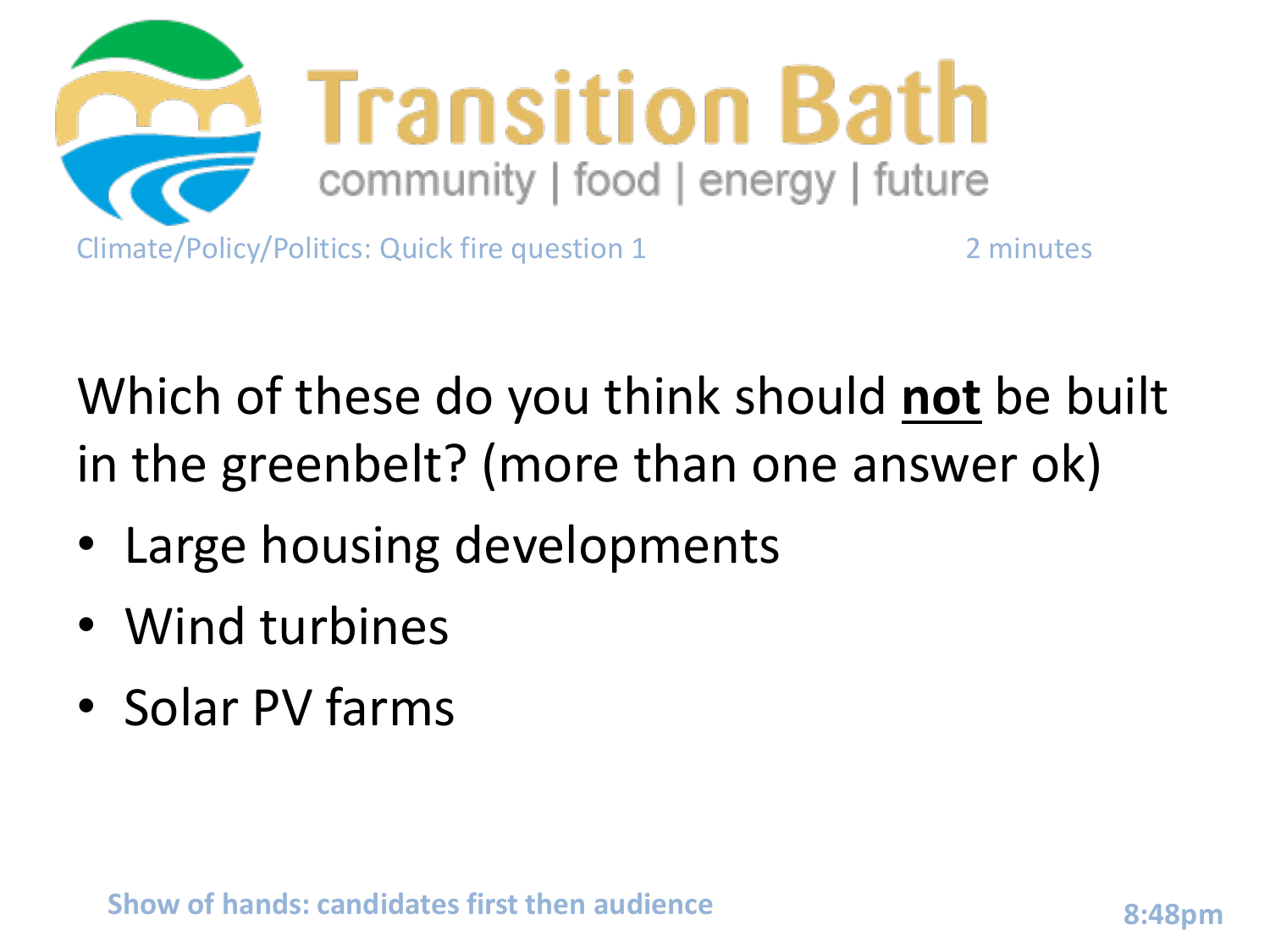# Transition Bath

community | food | energy | future

Climate/Policy/Politics: Quick fire question 1 2 minutes

Which of these do you think should **not** be built in the greenbelt? (more than one answer ok)

- Large housing developments
- Wind turbines
- Solar PV farms

**Show of hands: candidates first then audience**

**8:48pm**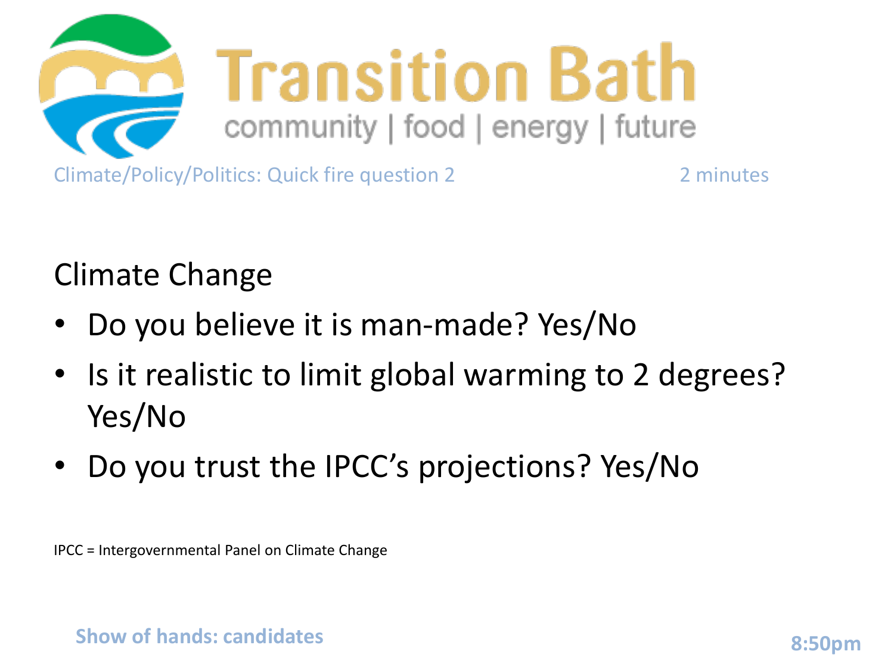# Transition Bath

community | food | energy | future

Climate/Policy/Politics: Quick fire question 2 2 minutes

Climate Change

- Do you believe it is man-made? Yes/No
- Is it realistic to limit global warming to 2 degrees? Yes/No
- Do you trust the IPCC's projections? Yes/No

IPCC = Intergovernmental Panel on Climate Change

**Show of hands: candidates**

**8:50pm**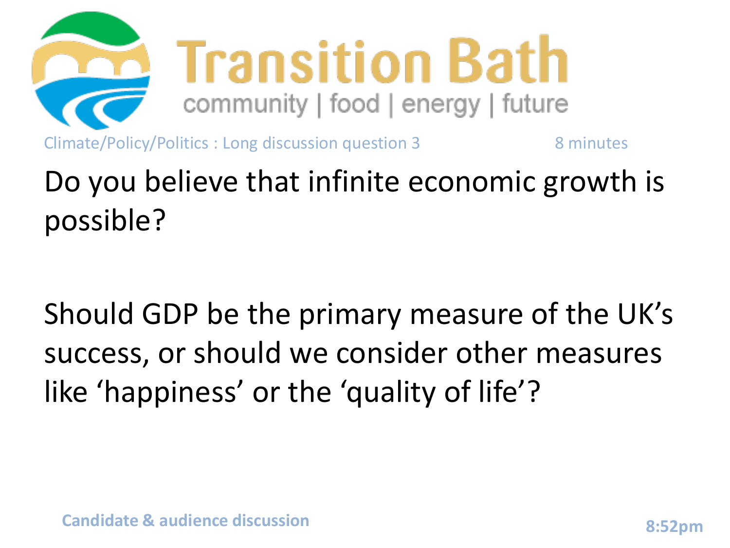Transition Bath

community | food | energy | future

Climate/Policy/Politics : Long discussion question 3 8 minutes

Do you believe that infinite economic growth is possible?

Should GDP be the primary measure of the UK's success, or should we consider other measures like 'happiness' or the 'quality of life'?

**Candidate & audience discussion**

**8:52pm**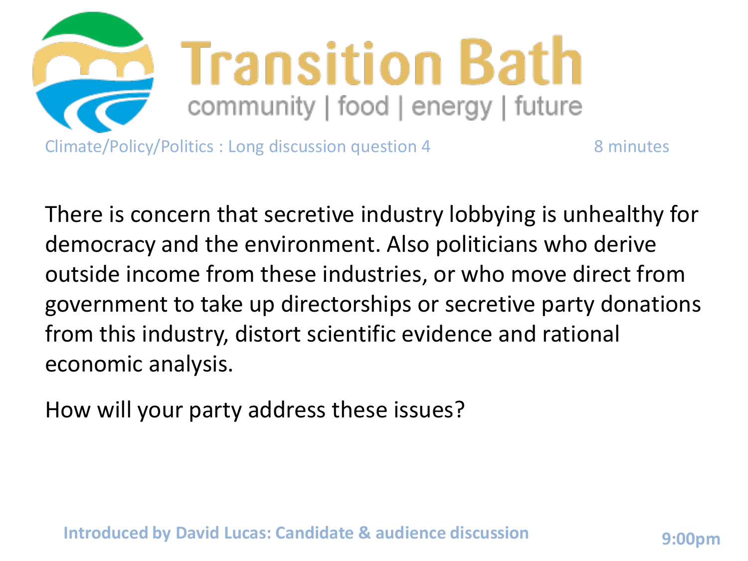# Transition Bath

community | food | energy | future

Climate/Policy/Politics : Long discussion question 4 — 8 minutes

There is concern that secretive industry lobbying is unhealthy for democracy and the environment. Also politicians who derive outside income from these industries, or who move direct from government to take up directorships or secretive party donations from this industry, distort scientific evidence and rational economic analysis.

How will your party address these issues?

**Introduced by David Lucas: Candidate & audience discussion** — **9:00pm**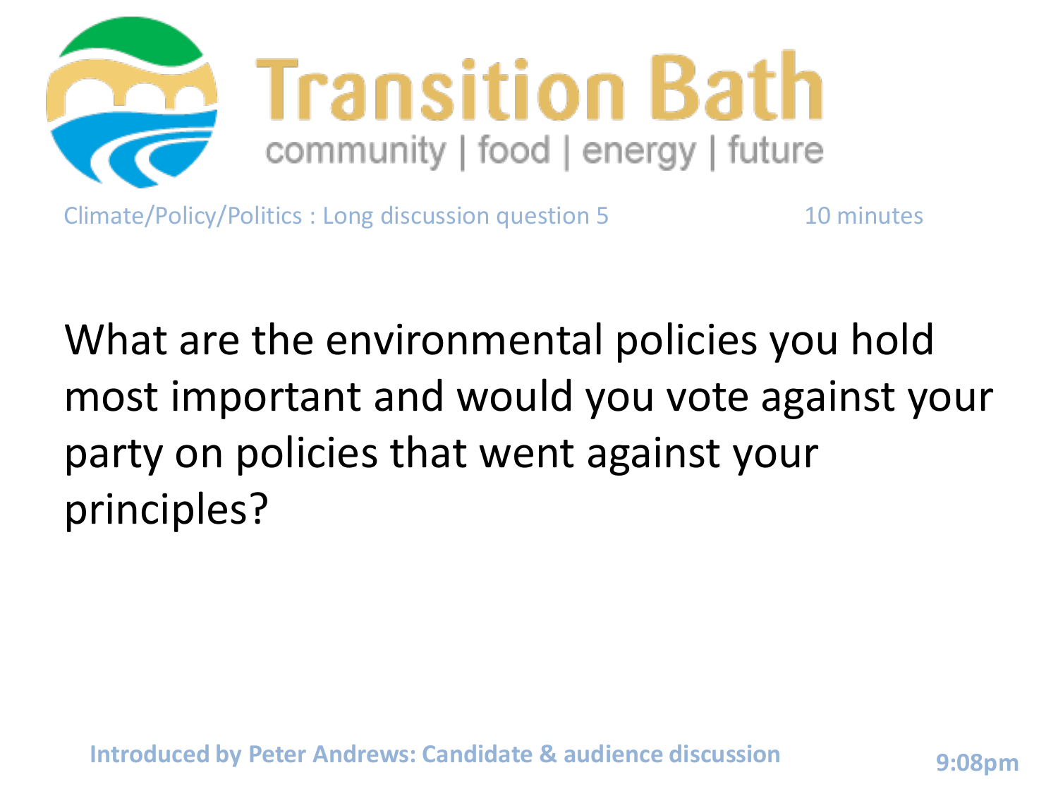# Transition Bath

community | food | energy | future

Climate/Policy/Politics : Long discussion question 5 10 minutes

What are the environmental policies you hold most important and would you vote against your party on policies that went against your principles?

**Introduced by Peter Andrews: Candidate & audience discussion** **9:08pm**